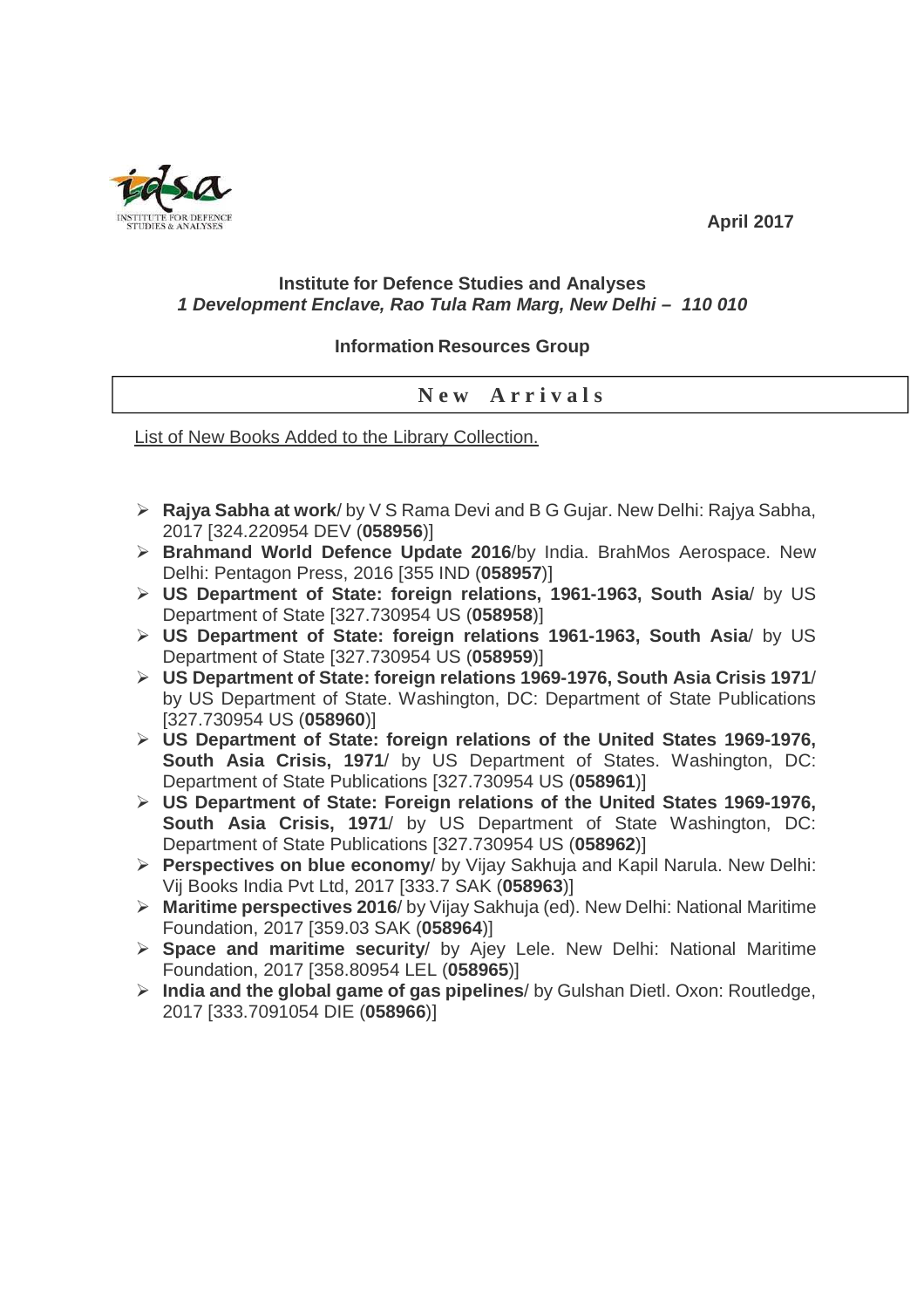April 2017

**Institute for Defence Studies and Analyses**
***1 Development Enclave, Rao Tula Ram Marg, New Delhi – 110 010***

**Information Resources Group**

## New Arrivals

List of New Books Added to the Library Collection.

- **Rajya Sabha at work**/ by V S Rama Devi and B G Gujar. New Delhi: Rajya Sabha, 2017 [324.220954 DEV (**058956**)]
- **Brahmand World Defence Update 2016**/by India. BrahMos Aerospace. New Delhi: Pentagon Press, 2016 [355 IND (**058957**)]
- **US Department of State: foreign relations, 1961-1963, South Asia**/ by US Department of State [327.730954 US (**058958**)]
- **US Department of State: foreign relations 1961-1963, South Asia**/ by US Department of State [327.730954 US (**058959**)]
- **US Department of State: foreign relations 1969-1976, South Asia Crisis 1971**/ by US Department of State. Washington, DC: Department of State Publications [327.730954 US (**058960**)]
- **US Department of State: foreign relations of the United States 1969-1976, South Asia Crisis, 1971**/ by US Department of States. Washington, DC: Department of State Publications [327.730954 US (**058961**)]
- **US Department of State: Foreign relations of the United States 1969-1976, South Asia Crisis, 1971**/ by US Department of State Washington, DC: Department of State Publications [327.730954 US (**058962**)]
- **Perspectives on blue economy**/ by Vijay Sakhuja and Kapil Narula. New Delhi: Vij Books India Pvt Ltd, 2017 [333.7 SAK (**058963**)]
- **Maritime perspectives 2016**/ by Vijay Sakhuja (ed). New Delhi: National Maritime Foundation, 2017 [359.03 SAK (**058964**)]
- **Space and maritime security**/ by Ajey Lele. New Delhi: National Maritime Foundation, 2017 [358.80954 LEL (**058965**)]
- **India and the global game of gas pipelines**/ by Gulshan Dietl. Oxon: Routledge, 2017 [333.7091054 DIE (**058966**)]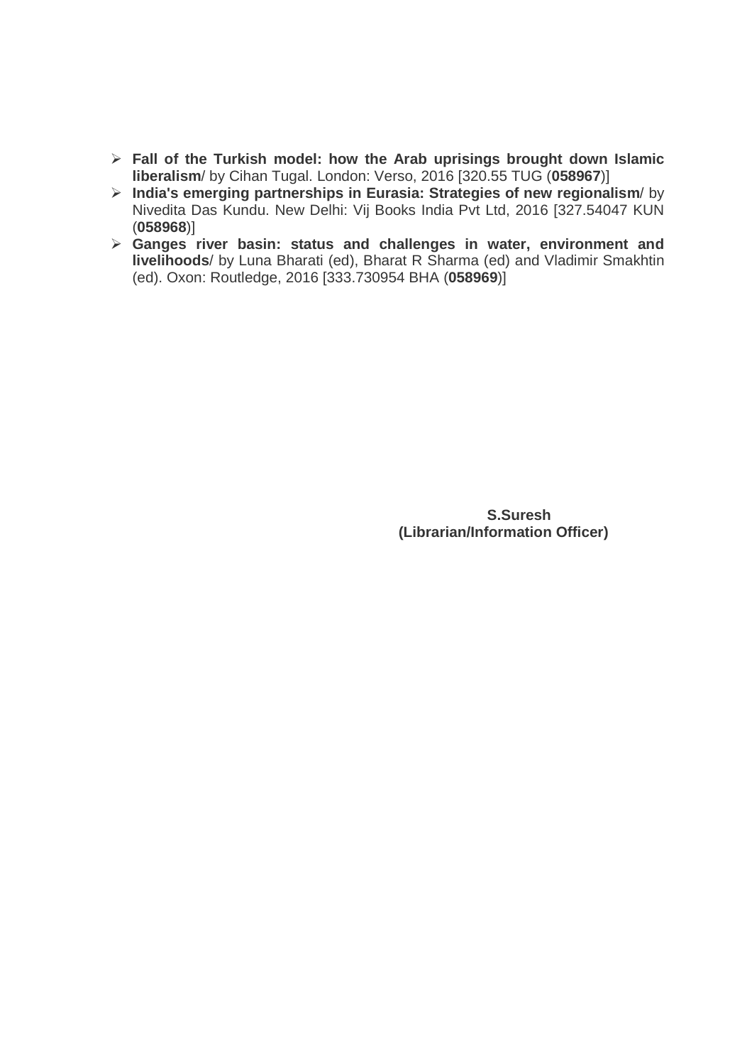- **Fall of the Turkish model: how the Arab uprisings brought down Islamic liberalism**/ by Cihan Tugal. London: Verso, 2016 [320.55 TUG (**058967**)]
- **India's emerging partnerships in Eurasia: Strategies of new regionalism**/ by Nivedita Das Kundu. New Delhi: Vij Books India Pvt Ltd, 2016 [327.54047 KUN (**058968**)]
- **Ganges river basin: status and challenges in water, environment and livelihoods**/ by Luna Bharati (ed), Bharat R Sharma (ed) and Vladimir Smakhtin (ed). Oxon: Routledge, 2016 [333.730954 BHA (**058969**)]

**S.Suresh**
**(Librarian/Information Officer)**